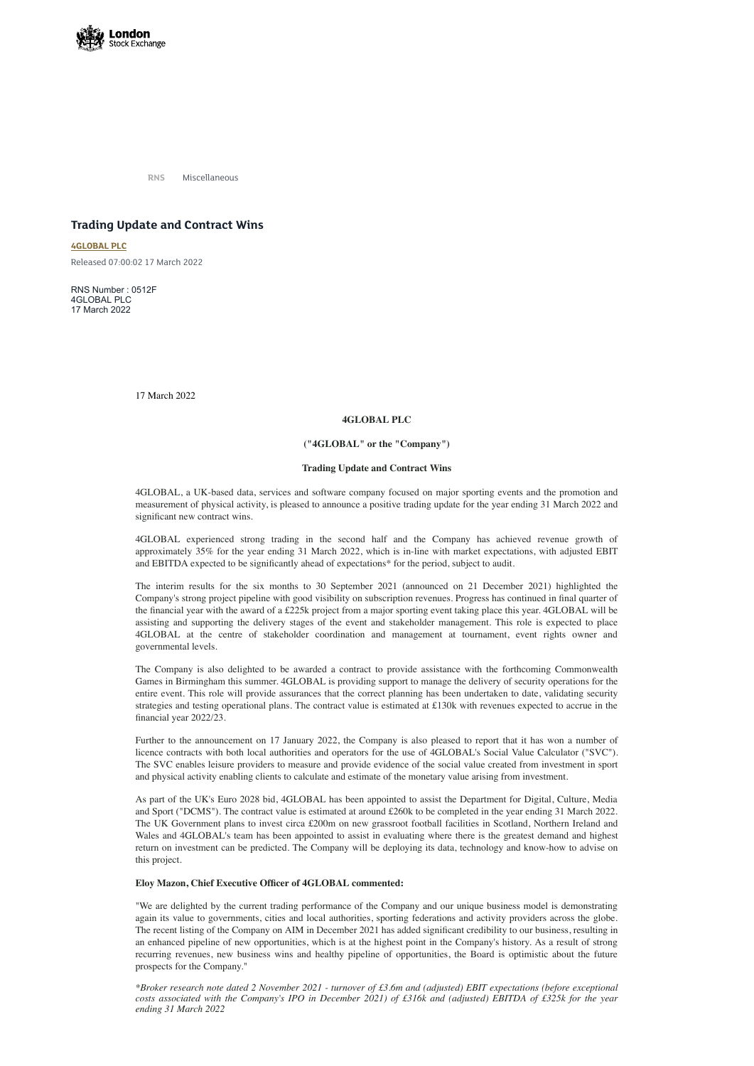RNS Miscellaneous

# Trading Update and Contract Wins

**4GLOBAL PLC**

Released 07:00:02 17 March 2022

RNS Number : 0512F
4GLOBAL PLC
17 March 2022

17 March 2022

**4GLOBAL PLC**

**("4GLOBAL" or the "Company")**

**Trading Update and Contract Wins**

4GLOBAL, a UK-based data, services and software company focused on major sporting events and the promotion and measurement of physical activity, is pleased to announce a positive trading update for the year ending 31 March 2022 and significant new contract wins.

4GLOBAL experienced strong trading in the second half and the Company has achieved revenue growth of approximately 35% for the year ending 31 March 2022, which is in-line with market expectations, with adjusted EBIT and EBITDA expected to be significantly ahead of expectations* for the period, subject to audit.

The interim results for the six months to 30 September 2021 (announced on 21 December 2021) highlighted the Company's strong project pipeline with good visibility on subscription revenues. Progress has continued in final quarter of the financial year with the award of a £225k project from a major sporting event taking place this year. 4GLOBAL will be assisting and supporting the delivery stages of the event and stakeholder management. This role is expected to place 4GLOBAL at the centre of stakeholder coordination and management at tournament, event rights owner and governmental levels.

The Company is also delighted to be awarded a contract to provide assistance with the forthcoming Commonwealth Games in Birmingham this summer. 4GLOBAL is providing support to manage the delivery of security operations for the entire event. This role will provide assurances that the correct planning has been undertaken to date, validating security strategies and testing operational plans. The contract value is estimated at £130k with revenues expected to accrue in the financial year 2022/23.

Further to the announcement on 17 January 2022, the Company is also pleased to report that it has won a number of licence contracts with both local authorities and operators for the use of 4GLOBAL's Social Value Calculator ("SVC"). The SVC enables leisure providers to measure and provide evidence of the social value created from investment in sport and physical activity enabling clients to calculate and estimate of the monetary value arising from investment.

As part of the UK's Euro 2028 bid, 4GLOBAL has been appointed to assist the Department for Digital, Culture, Media and Sport ("DCMS"). The contract value is estimated at around £260k to be completed in the year ending 31 March 2022. The UK Government plans to invest circa £200m on new grassroot football facilities in Scotland, Northern Ireland and Wales and 4GLOBAL's team has been appointed to assist in evaluating where there is the greatest demand and highest return on investment can be predicted. The Company will be deploying its data, technology and know-how to advise on this project.

**Eloy Mazon, Chief Executive Officer of 4GLOBAL commented:**

"We are delighted by the current trading performance of the Company and our unique business model is demonstrating again its value to governments, cities and local authorities, sporting federations and activity providers across the globe. The recent listing of the Company on AIM in December 2021 has added significant credibility to our business, resulting in an enhanced pipeline of new opportunities, which is at the highest point in the Company's history. As a result of strong recurring revenues, new business wins and healthy pipeline of opportunities, the Board is optimistic about the future prospects for the Company."

**Broker research note dated 2 November 2021 - turnover of £3.6m and (adjusted) EBIT expectations (before exceptional costs associated with the Company's IPO in December 2021) of £316k and (adjusted) EBITDA of £325k for the year ending 31 March 2022*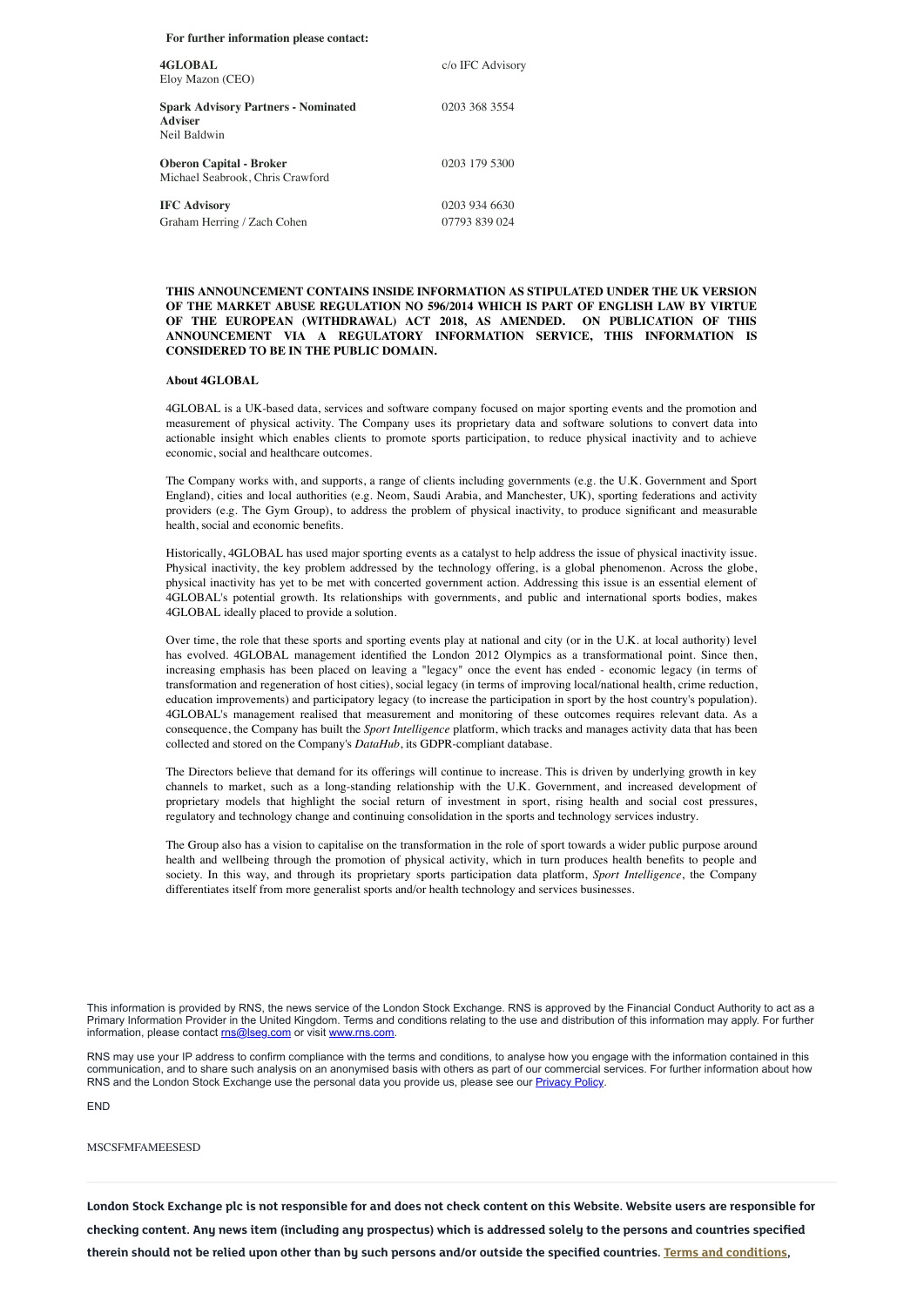**For further information please contact:**

| | |
|---|---|
| **4GLOBAL**<br>Eloy Mazon (CEO) | c/o IFC Advisory |
| **Spark Advisory Partners - Nominated Adviser**<br>Neil Baldwin | 0203 368 3554 |
| **Oberon Capital - Broker**<br>Michael Seabrook, Chris Crawford | 0203 179 5300 |
| **IFC Advisory**<br>Graham Herring / Zach Cohen | 0203 934 6630<br>07793 839 024 |

**THIS ANNOUNCEMENT CONTAINS INSIDE INFORMATION AS STIPULATED UNDER THE UK VERSION OF THE MARKET ABUSE REGULATION NO 596/2014 WHICH IS PART OF ENGLISH LAW BY VIRTUE OF THE EUROPEAN (WITHDRAWAL) ACT 2018, AS AMENDED. ON PUBLICATION OF THIS ANNOUNCEMENT VIA A REGULATORY INFORMATION SERVICE, THIS INFORMATION IS CONSIDERED TO BE IN THE PUBLIC DOMAIN.**

**About 4GLOBAL**

4GLOBAL is a UK-based data, services and software company focused on major sporting events and the promotion and measurement of physical activity. The Company uses its proprietary data and software solutions to convert data into actionable insight which enables clients to promote sports participation, to reduce physical inactivity and to achieve economic, social and healthcare outcomes.

The Company works with, and supports, a range of clients including governments (e.g. the U.K. Government and Sport England), cities and local authorities (e.g. Neom, Saudi Arabia, and Manchester, UK), sporting federations and activity providers (e.g. The Gym Group), to address the problem of physical inactivity, to produce significant and measurable health, social and economic benefits.

Historically, 4GLOBAL has used major sporting events as a catalyst to help address the issue of physical inactivity issue. Physical inactivity, the key problem addressed by the technology offering, is a global phenomenon. Across the globe, physical inactivity has yet to be met with concerted government action. Addressing this issue is an essential element of 4GLOBAL's potential growth. Its relationships with governments, and public and international sports bodies, makes 4GLOBAL ideally placed to provide a solution.

Over time, the role that these sports and sporting events play at national and city (or in the U.K. at local authority) level has evolved. 4GLOBAL management identified the London 2012 Olympics as a transformational point. Since then, increasing emphasis has been placed on leaving a "legacy" once the event has ended - economic legacy (in terms of transformation and regeneration of host cities), social legacy (in terms of improving local/national health, crime reduction, education improvements) and participatory legacy (to increase the participation in sport by the host country's population). 4GLOBAL's management realised that measurement and monitoring of these outcomes requires relevant data. As a consequence, the Company has built the *Sport Intelligence* platform, which tracks and manages activity data that has been collected and stored on the Company's *DataHub*, its GDPR-compliant database.

The Directors believe that demand for its offerings will continue to increase. This is driven by underlying growth in key channels to market, such as a long-standing relationship with the U.K. Government, and increased development of proprietary models that highlight the social return of investment in sport, rising health and social cost pressures, regulatory and technology change and continuing consolidation in the sports and technology services industry.

The Group also has a vision to capitalise on the transformation in the role of sport towards a wider public purpose around health and wellbeing through the promotion of physical activity, which in turn produces health benefits to people and society. In this way, and through its proprietary sports participation data platform, *Sport Intelligence*, the Company differentiates itself from more generalist sports and/or health technology and services businesses.

This information is provided by RNS, the news service of the London Stock Exchange. RNS is approved by the Financial Conduct Authority to act as a Primary Information Provider in the United Kingdom. Terms and conditions relating to the use and distribution of this information may apply. For further information, please contact rns@lseg.com or visit www.rns.com.

RNS may use your IP address to confirm compliance with the terms and conditions, to analyse how you engage with the information contained in this communication, and to share such analysis on an anonymised basis with others as part of our commercial services. For further information about how RNS and the London Stock Exchange use the personal data you provide us, please see our Privacy Policy.

END

MSCSFMFAMEESESD

**London Stock Exchange plc is not responsible for and does not check content on this Website. Website users are responsible for checking content. Any news item (including any prospectus) which is addressed solely to the persons and countries specified therein should not be relied upon other than by such persons and/or outside the specified countries. Terms and conditions,**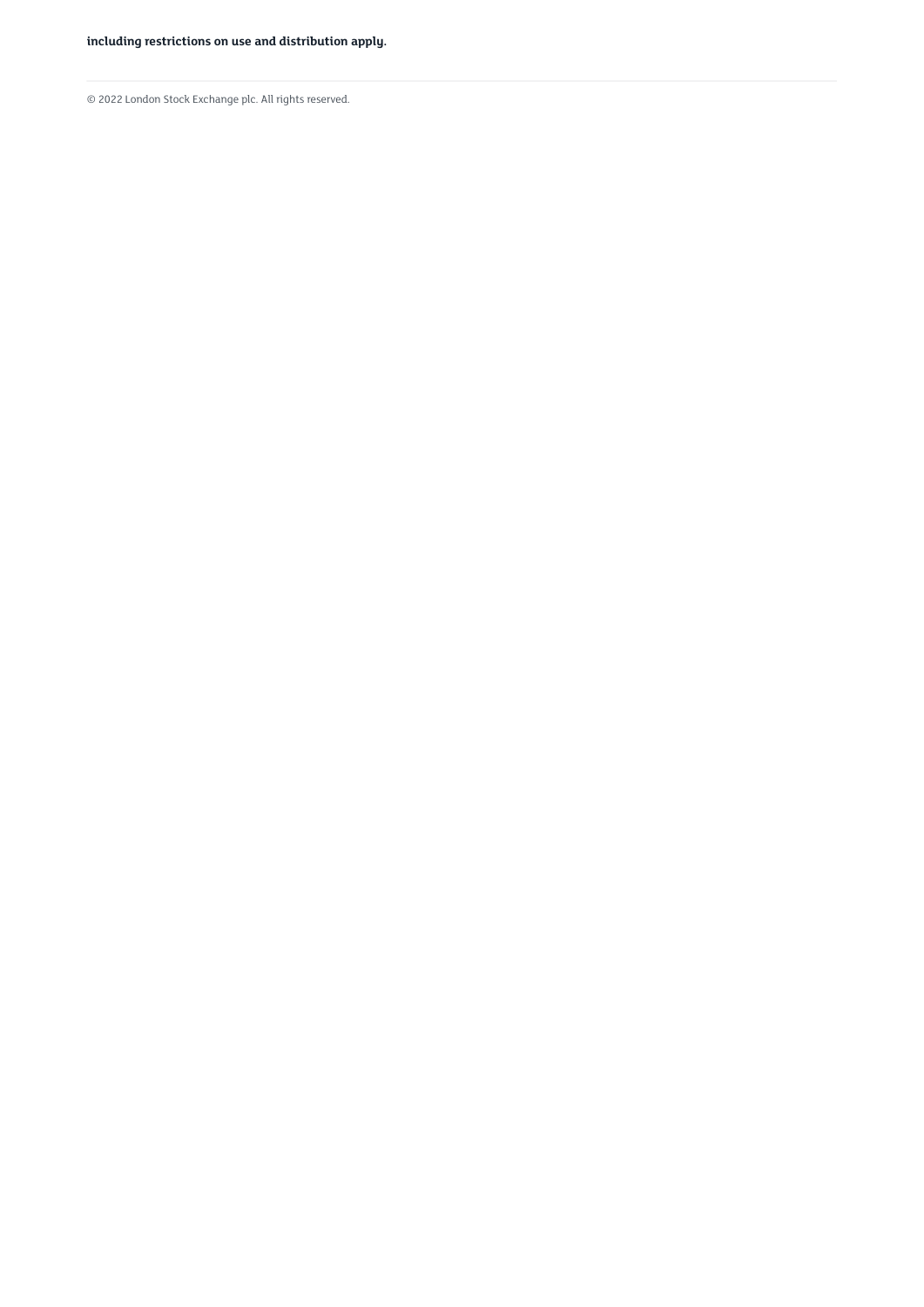**including restrictions on use and distribution apply.**

---

© 2022 London Stock Exchange plc. All rights reserved.